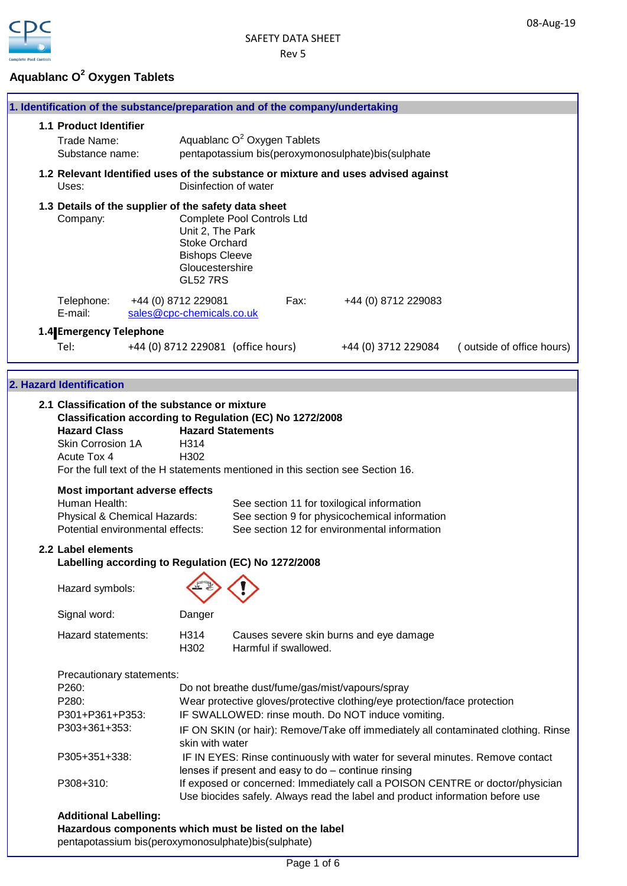08-Aug-19

SAFETY DATA SHEET

Rev 5

# Aquablanc O[2] Oxygen Tablets

## 1. Identification of the substance/preparation and of the company/undertaking

### 1.1 Product Identifier

Trade Name: Aquablanc O[2] Oxygen Tablets

Substance name: pentapotassium bis(peroxymonosulphate)bis(sulphate

### 1.2 Relevant Identified uses of the substance or mixture and uses advised against

Uses: Disinfection of water

### 1.3 Details of the supplier of the safety data sheet

Company: Complete Pool Controls Ltd
Unit 2, The Park
Stoke Orchard
Bishops Cleeve
Gloucestershire
GL52 7RS

Telephone: +44 (0) 8712 229081 Fax: +44 (0) 8712 229083

E-mail: sales@cpc-chemicals.co.uk

### 1.4 Emergency Telephone

Tel: +44 (0) 8712 229081 (office hours) +44 (0) 3712 229084 ( outside of office hours)

## 2. Hazard Identification

### 2.1 Classification of the substance or mixture

**Classification according to Regulation (EC) No 1272/2008**

| Hazard Class | Hazard Statements |
|---|---|
| Skin Corrosion 1A | H314 |
| Acute Tox 4 | H302 |

For the full text of the H statements mentioned in this section see Section 16.

**Most important adverse effects**

Human Health: See section 11 for toxilogical information

Physical & Chemical Hazards: See section 9 for physicochemical information

Potential environmental effects: See section 12 for environmental information

### 2.2 Label elements

**Labelling according to Regulation (EC) No 1272/2008**

Hazard symbols:

Signal word: Danger

Hazard statements:

| | |
|---|---|
| H314 | Causes severe skin burns and eye damage |
| H302 | Harmful if swallowed. |

Precautionary statements:

| | |
|---|---|
| P260: | Do not breathe dust/fume/gas/mist/vapours/spray |
| P280: | Wear protective gloves/protective clothing/eye protection/face protection |
| P301+P361+P353: | IF SWALLOWED: rinse mouth. Do NOT induce vomiting. |
| P303+361+353: | IF ON SKIN (or hair): Remove/Take off immediately all contaminated clothing. Rinse skin with water |
| P305+351+338: | IF IN EYES: Rinse continuously with water for several minutes. Remove contact lenses if present and easy to do – continue rinsing |
| P308+310: | If exposed or concerned: Immediately call a POISON CENTRE or doctor/physician Use biocides safely. Always read the label and product information before use |

**Additional Labelling:**

**Hazardous components which must be listed on the label**

pentapotassium bis(peroxymonosulphate)bis(sulphate)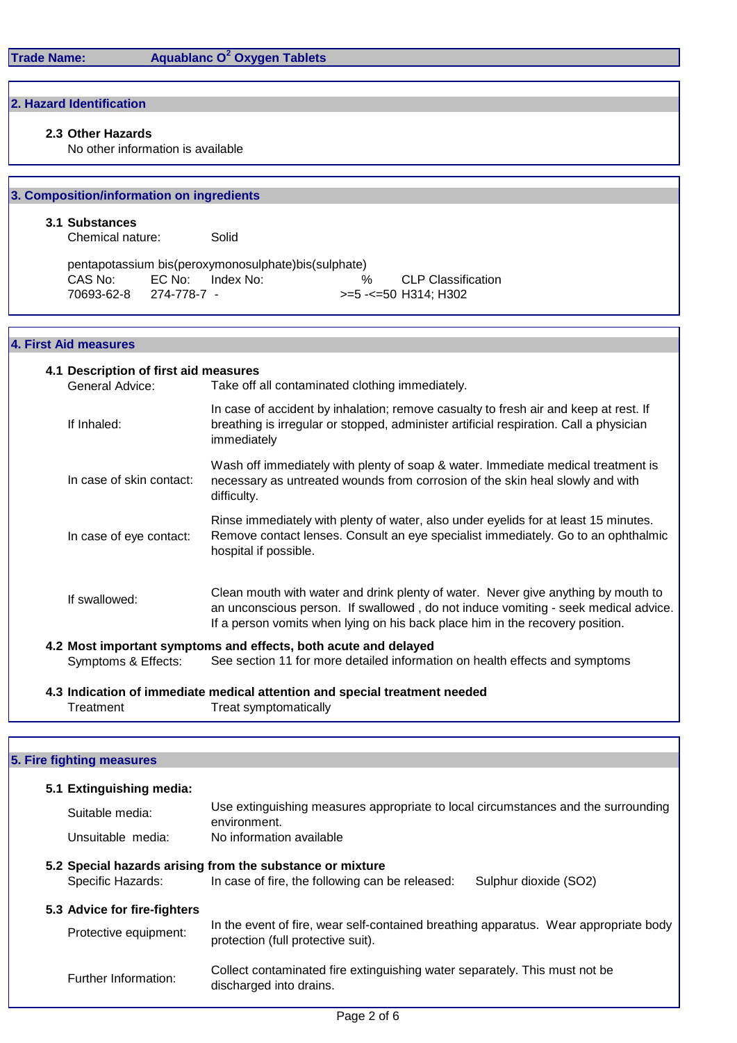**Trade Name:** Aquablanc $O^2$ Oxygen Tablets

## 2. Hazard Identification

### 2.3 Other Hazards

No other information is available

## 3. Composition/information on ingredients

### 3.1 Substances

Chemical nature: Solid

pentapotassium bis(peroxymonosulphate)bis(sulphate)

| CAS No: | EC No: | Index No: | % | CLP Classification |
|---|---|---|---|---|
| 70693-62-8 | 274-778-7 | - | >=5 -<=50 | H314; H302 |

## 4. First Aid measures

### 4.1 Description of first aid measures

**General Advice:** Take off all contaminated clothing immediately.

**If Inhaled:** In case of accident by inhalation; remove casualty to fresh air and keep at rest. If breathing is irregular or stopped, administer artificial respiration. Call a physician immediately

**In case of skin contact:** Wash off immediately with plenty of soap & water. Immediate medical treatment is necessary as untreated wounds from corrosion of the skin heal slowly and with difficulty.

**In case of eye contact:** Rinse immediately with plenty of water, also under eyelids for at least 15 minutes. Remove contact lenses. Consult an eye specialist immediately. Go to an ophthalmic hospital if possible.

**If swallowed:** Clean mouth with water and drink plenty of water. Never give anything by mouth to an unconscious person. If swallowed , do not induce vomiting - seek medical advice. If a person vomits when lying on his back place him in the recovery position.

### 4.2 Most important symptoms and effects, both acute and delayed

**Symptoms & Effects:** See section 11 for more detailed information on health effects and symptoms

### 4.3 Indication of immediate medical attention and special treatment needed

**Treatment** Treat symptomatically

## 5. Fire fighting measures

### 5.1 Extinguishing media:

**Suitable media:** Use extinguishing measures appropriate to local circumstances and the surrounding environment.

**Unsuitable media:** No information available

### 5.2 Special hazards arising from the substance or mixture

**Specific Hazards:** In case of fire, the following can be released: Sulphur dioxide ($SO_2$)

### 5.3 Advice for fire-fighters

**Protective equipment:** In the event of fire, wear self-contained breathing apparatus. Wear appropriate body protection (full protective suit).

**Further Information:** Collect contaminated fire extinguishing water separately. This must not be discharged into drains.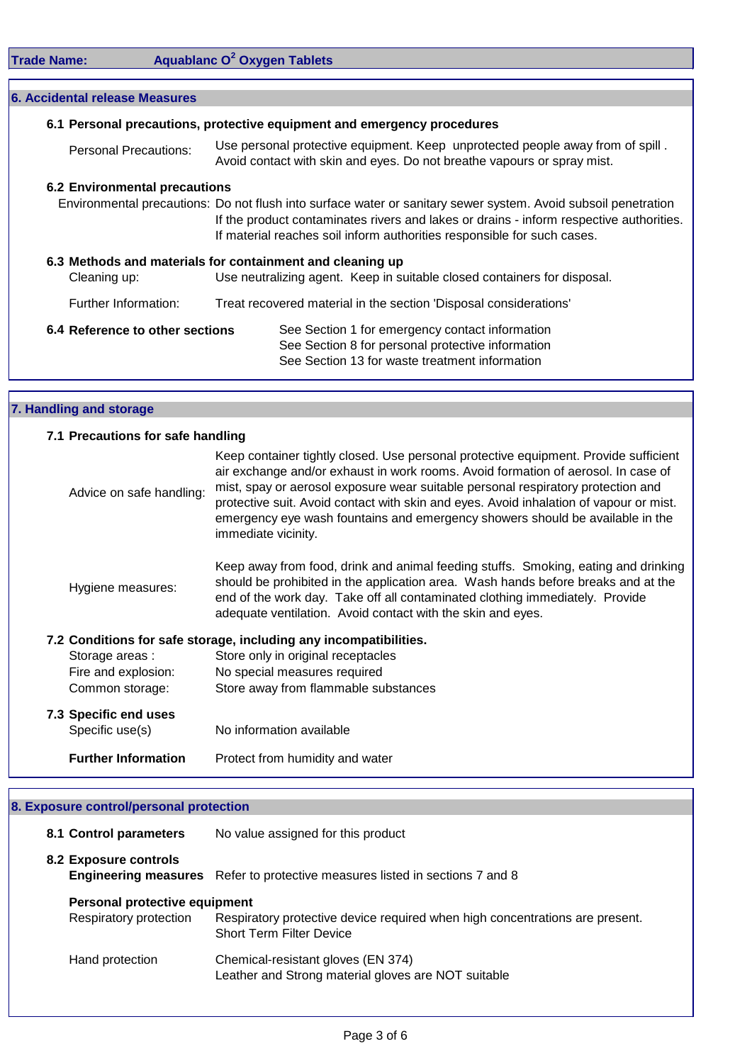**Trade Name:** Aquablanc $O^2$ Oxygen Tablets

## 6. Accidental release Measures

### 6.1 Personal precautions, protective equipment and emergency procedures

Personal Precautions: Use personal protective equipment. Keep unprotected people away from of spill . Avoid contact with skin and eyes. Do not breathe vapours or spray mist.

### 6.2 Environmental precautions

Environmental precautions: Do not flush into surface water or sanitary sewer system. Avoid subsoil penetration If the product contaminates rivers and lakes or drains - inform respective authorities. If material reaches soil inform authorities responsible for such cases.

### 6.3 Methods and materials for containment and cleaning up

Cleaning up: Use neutralizing agent. Keep in suitable closed containers for disposal.

Further Information: Treat recovered material in the section 'Disposal considerations'

### 6.4 Reference to other sections

See Section 1 for emergency contact information
See Section 8 for personal protective information
See Section 13 for waste treatment information

## 7. Handling and storage

### 7.1 Precautions for safe handling

Advice on safe handling: Keep container tightly closed. Use personal protective equipment. Provide sufficient air exchange and/or exhaust in work rooms. Avoid formation of aerosol. In case of mist, spray or aerosol exposure wear suitable personal respiratory protection and protective suit. Avoid contact with skin and eyes. Avoid inhalation of vapour or mist. emergency eye wash fountains and emergency showers should be available in the immediate vicinity.

Hygiene measures: Keep away from food, drink and animal feeding stuffs. Smoking, eating and drinking should be prohibited in the application area. Wash hands before breaks and at the end of the work day. Take off all contaminated clothing immediately. Provide adequate ventilation. Avoid contact with the skin and eyes.

### 7.2 Conditions for safe storage, including any incompatibilities.

Storage areas : Store only in original receptacles
Fire and explosion: No special measures required
Common storage: Store away from flammable substances

### 7.3 Specific end uses

Specific use(s): No information available

**Further Information:** Protect from humidity and water

## 8. Exposure control/personal protection

**8.1 Control parameters:** No value assigned for this product

### 8.2 Exposure controls

**Engineering measures:** Refer to protective measures listed in sections 7 and 8

**Personal protective equipment**

Respiratory protection: Respiratory protective device required when high concentrations are present. Short Term Filter Device

Hand protection: Chemical-resistant gloves (EN 374)
Leather and Strong material gloves are NOT suitable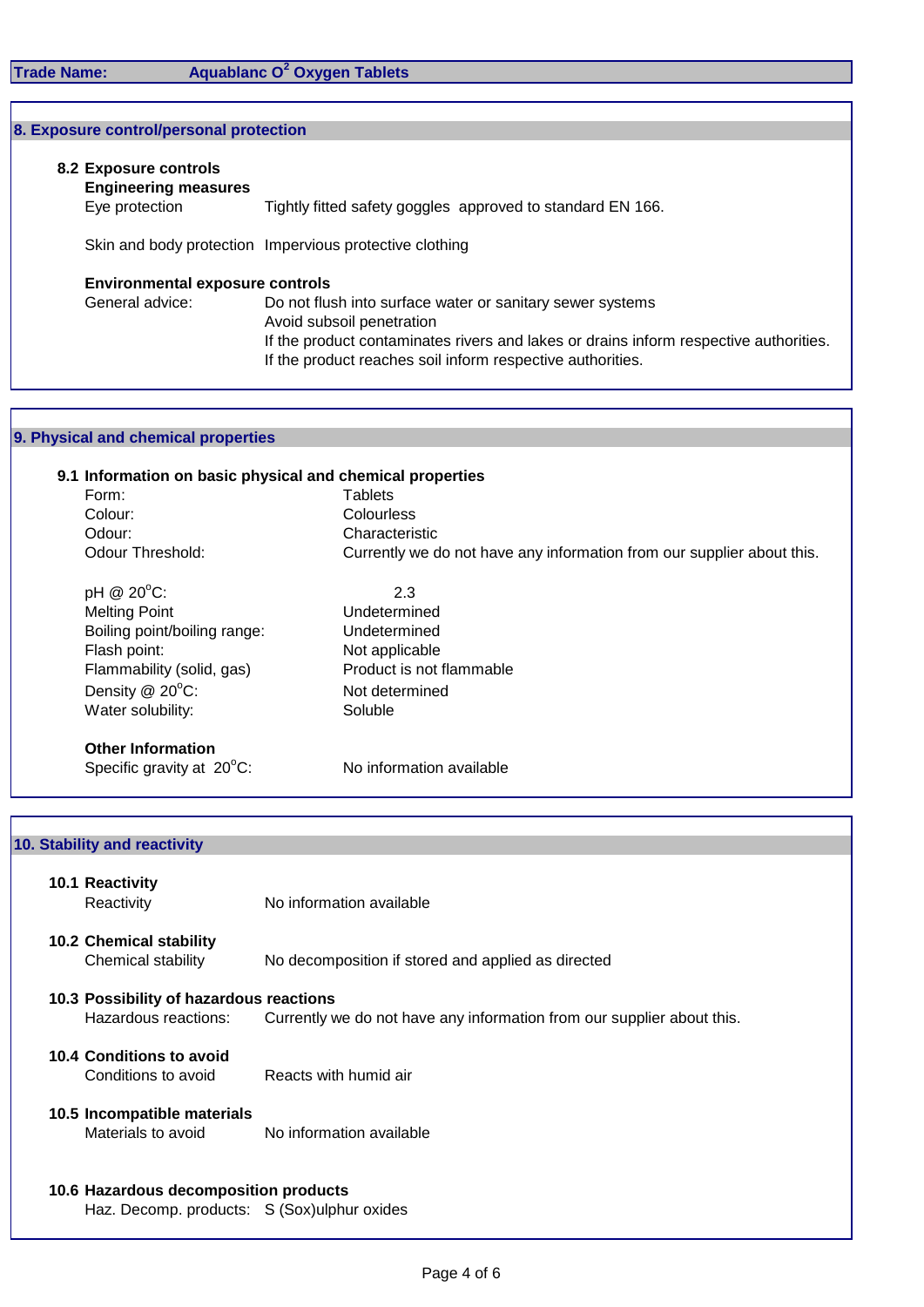**Trade Name:** Aquablanc $O^2$ Oxygen Tablets

## 8. Exposure control/personal protection

### 8.2 Exposure controls

**Engineering measures**

| | |
|---|---|
| Eye protection | Tightly fitted safety goggles approved to standard EN 166. |
| Skin and body protection | Impervious protective clothing |

**Environmental exposure controls**

General advice:
- Do not flush into surface water or sanitary sewer systems
- Avoid subsoil penetration
- If the product contaminates rivers and lakes or drains inform respective authorities.
- If the product reaches soil inform respective authorities.

## 9. Physical and chemical properties

### 9.1 Information on basic physical and chemical properties

| | |
|---|---|
| Form: | Tablets |
| Colour: | Colourless |
| Odour: | Characteristic |
| Odour Threshold: | Currently we do not have any information from our supplier about this. |
| pH @ 20°C: | 2.3 |
| Melting Point | Undetermined |
| Boiling point/boiling range: | Undetermined |
| Flash point: | Not applicable |
| Flammability (solid, gas) | Product is not flammable |
| Density @ 20°C: | Not determined |
| Water solubility: | Soluble |

**Other Information**

| | |
|---|---|
| Specific gravity at 20°C: | No information available |

## 10. Stability and reactivity

### 10.1 Reactivity

Reactivity: No information available

### 10.2 Chemical stability

Chemical stability: No decomposition if stored and applied as directed

### 10.3 Possibility of hazardous reactions

Hazardous reactions: Currently we do not have any information from our supplier about this.

### 10.4 Conditions to avoid

Conditions to avoid: Reacts with humid air

### 10.5 Incompatible materials

Materials to avoid: No information available

### 10.6 Hazardous decomposition products

Haz. Decomp. products: S (Sox)ulphur oxides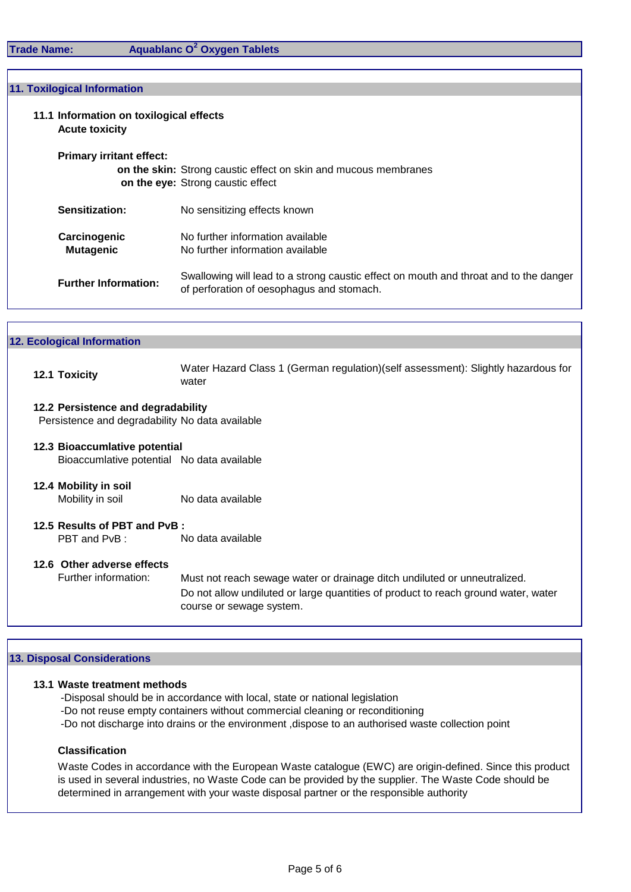**Trade Name:** Aquablanc $O^2$ Oxygen Tablets

## 11. Toxilogical Information

### 11.1 Information on toxilogical effects

**Acute toxicity**

**Primary irritant effect:**

**on the skin:** Strong caustic effect on skin and mucous membranes

**on the eye:** Strong caustic effect

**Sensitization:** No sensitizing effects known

**Carcinogenic** No further information available

**Mutagenic** No further information available

**Further Information:** Swallowing will lead to a strong caustic effect on mouth and throat and to the danger of perforation of oesophagus and stomach.

## 12. Ecological Information

**12.1 Toxicity** Water Hazard Class 1 (German regulation)(self assessment): Slightly hazardous for water

**12.2 Persistence and degradability**

Persistence and degradability No data available

**12.3 Bioaccumlative potential**

Bioaccumlative potential No data available

**12.4 Mobility in soil**

Mobility in soil No data available

**12.5 Results of PBT and PvB :**

PBT and PvB : No data available

**12.6 Other adverse effects**

Further information: Must not reach sewage water or drainage ditch undiluted or unneutralized.

Do not allow undiluted or large quantities of product to reach ground water, water course or sewage system.

## 13. Disposal Considerations

### 13.1 Waste treatment methods

-Disposal should be in accordance with local, state or national legislation

-Do not reuse empty containers without commercial cleaning or reconditioning

-Do not discharge into drains or the environment ,dispose to an authorised waste collection point

**Classification**

Waste Codes in accordance with the European Waste catalogue (EWC) are origin-defined. Since this product is used in several industries, no Waste Code can be provided by the supplier. The Waste Code should be determined in arrangement with your waste disposal partner or the responsible authority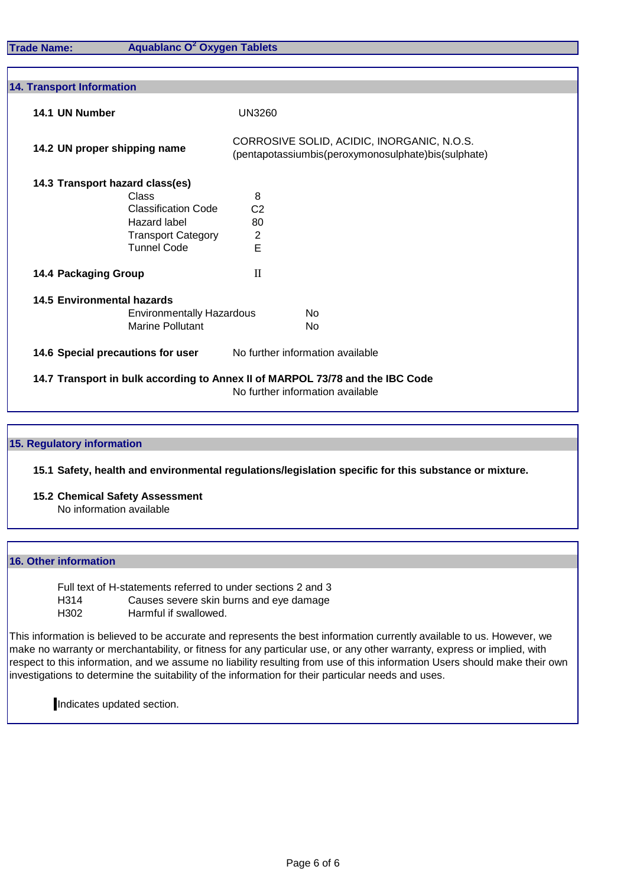**Trade Name:** **Aquablanc O² Oxygen Tablets**

## 14. Transport Information

**14.1 UN Number** UN3260

**14.2 UN proper shipping name** CORROSIVE SOLID, ACIDIC, INORGANIC, N.O.S. (pentapotassiumbis(peroxymonosulphate)bis(sulphate)

**14.3 Transport hazard class(es)**

| | |
|---|---|
| Class | 8 |
| Classification Code | C2 |
| Hazard label | 80 |
| Transport Category | 2 |
| Tunnel Code | E |

**14.4 Packaging Group** II

**14.5 Environmental hazards**

| | |
|---|---|
| Environmentally Hazardous | No |
| Marine Pollutant | No |

**14.6 Special precautions for user** No further information available

**14.7 Transport in bulk according to Annex II of MARPOL 73/78 and the IBC Code**

No further information available

## 15. Regulatory information

**15.1 Safety, health and environmental regulations/legislation specific for this substance or mixture.**

**15.2 Chemical Safety Assessment**

No information available

## 16. Other information

Full text of H-statements referred to under sections 2 and 3

| | |
|---|---|
| H314 | Causes severe skin burns and eye damage |
| H302 | Harmful if swallowed. |

This information is believed to be accurate and represents the best information currently available to us. However, we make no warranty or merchantability, or fitness for any particular use, or any other warranty, express or implied, with respect to this information, and we assume no liability resulting from use of this information Users should make their own investigations to determine the suitability of the information for their particular needs and uses.

Indicates updated section.